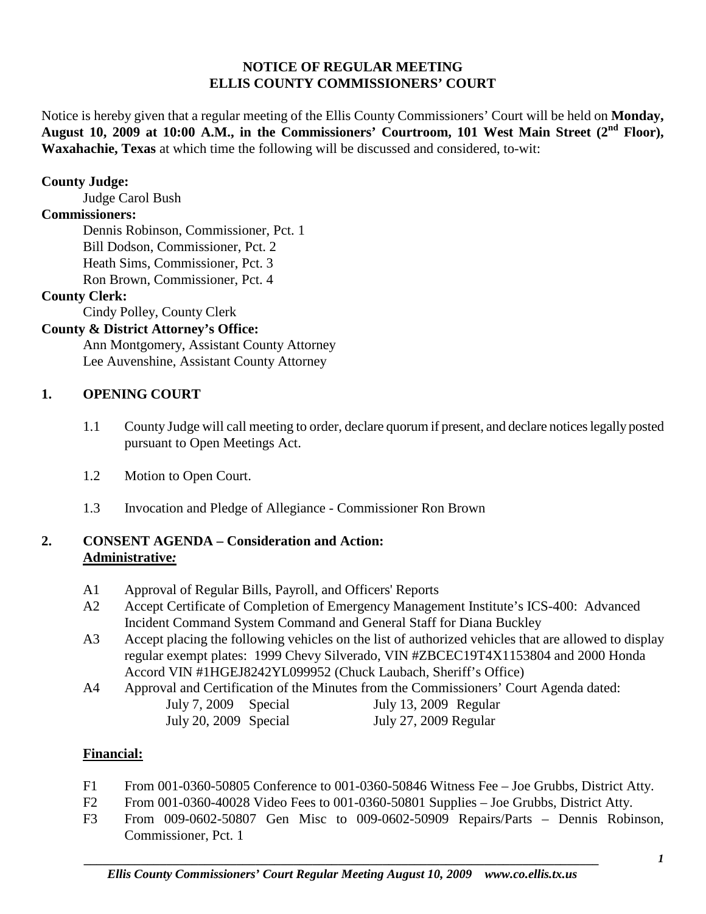**NOTICE OF REGULAR MEETING**
**ELLIS COUNTY COMMISSIONERS' COURT**

Notice is hereby given that a regular meeting of the Ellis County Commissioners' Court will be held on **Monday, August 10, 2009 at 10:00 A.M., in the Commissioners' Courtroom, 101 West Main Street (2nd Floor), Waxahachie, Texas** at which time the following will be discussed and considered, to-wit:

**County Judge:**
Judge Carol Bush

**Commissioners:**
Dennis Robinson, Commissioner, Pct. 1
Bill Dodson, Commissioner, Pct. 2
Heath Sims, Commissioner, Pct. 3
Ron Brown, Commissioner, Pct. 4

**County Clerk:**
Cindy Polley, County Clerk

**County & District Attorney's Office:**
Ann Montgomery, Assistant County Attorney
Lee Auvenshine, Assistant County Attorney

## 1. OPENING COURT

1.1 County Judge will call meeting to order, declare quorum if present, and declare notices legally posted pursuant to Open Meetings Act.

1.2 Motion to Open Court.

1.3 Invocation and Pledge of Allegiance - Commissioner Ron Brown

## 2. CONSENT AGENDA – Consideration and Action:

**Administrative:**

A1 Approval of Regular Bills, Payroll, and Officers' Reports

A2 Accept Certificate of Completion of Emergency Management Institute's ICS-400: Advanced Incident Command System Command and General Staff for Diana Buckley

A3 Accept placing the following vehicles on the list of authorized vehicles that are allowed to display regular exempt plates: 1999 Chevy Silverado, VIN #ZBCEC19T4X1153804 and 2000 Honda Accord VIN #1HGEJ8242YL099952 (Chuck Laubach, Sheriff's Office)

A4 Approval and Certification of the Minutes from the Commissioners' Court Agenda dated:

| | |
|---|---|
| July 7, 2009 Special | July 13, 2009 Regular |
| July 20, 2009 Special | July 27, 2009 Regular |

**Financial:**

F1 From 001-0360-50805 Conference to 001-0360-50846 Witness Fee – Joe Grubbs, District Atty.

F2 From 001-0360-40028 Video Fees to 001-0360-50801 Supplies – Joe Grubbs, District Atty.

F3 From 009-0602-50807 Gen Misc to 009-0602-50909 Repairs/Parts – Dennis Robinson, Commissioner, Pct. 1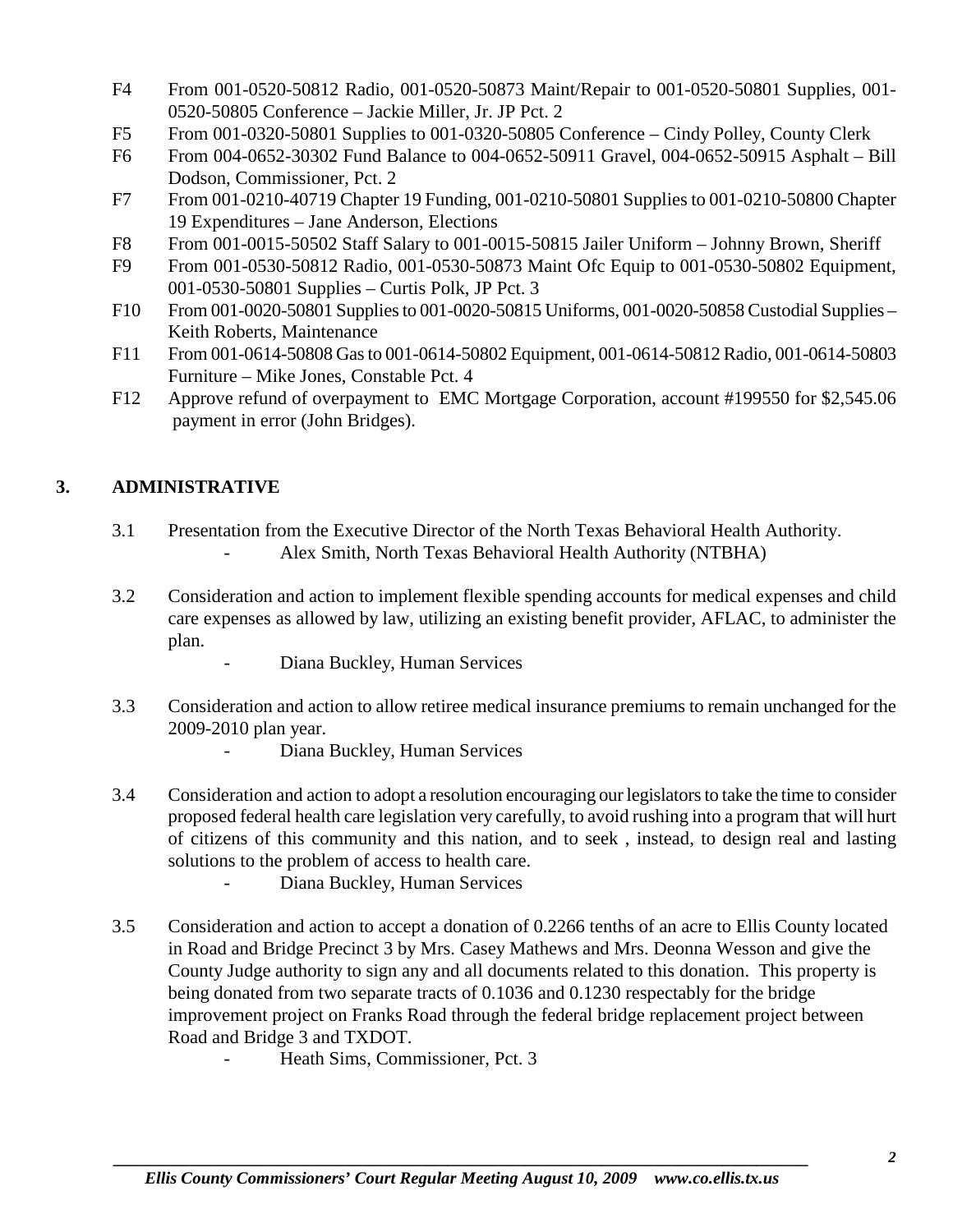F4 From 001-0520-50812 Radio, 001-0520-50873 Maint/Repair to 001-0520-50801 Supplies, 001-0520-50805 Conference – Jackie Miller, Jr. JP Pct. 2

F5 From 001-0320-50801 Supplies to 001-0320-50805 Conference – Cindy Polley, County Clerk

F6 From 004-0652-30302 Fund Balance to 004-0652-50911 Gravel, 004-0652-50915 Asphalt – Bill Dodson, Commissioner, Pct. 2

F7 From 001-0210-40719 Chapter 19 Funding, 001-0210-50801 Supplies to 001-0210-50800 Chapter 19 Expenditures – Jane Anderson, Elections

F8 From 001-0015-50502 Staff Salary to 001-0015-50815 Jailer Uniform – Johnny Brown, Sheriff

F9 From 001-0530-50812 Radio, 001-0530-50873 Maint Ofc Equip to 001-0530-50802 Equipment, 001-0530-50801 Supplies – Curtis Polk, JP Pct. 3

F10 From 001-0020-50801 Supplies to 001-0020-50815 Uniforms, 001-0020-50858 Custodial Supplies – Keith Roberts, Maintenance

F11 From 001-0614-50808 Gas to 001-0614-50802 Equipment, 001-0614-50812 Radio, 001-0614-50803 Furniture – Mike Jones, Constable Pct. 4

F12 Approve refund of overpayment to EMC Mortgage Corporation, account #199550 for $2,545.06 payment in error (John Bridges).

## 3. ADMINISTRATIVE

3.1 Presentation from the Executive Director of the North Texas Behavioral Health Authority.

- Alex Smith, North Texas Behavioral Health Authority (NTBHA)

3.2 Consideration and action to implement flexible spending accounts for medical expenses and child care expenses as allowed by law, utilizing an existing benefit provider, AFLAC, to administer the plan.

- Diana Buckley, Human Services

3.3 Consideration and action to allow retiree medical insurance premiums to remain unchanged for the 2009-2010 plan year.

- Diana Buckley, Human Services

3.4 Consideration and action to adopt a resolution encouraging our legislators to take the time to consider proposed federal health care legislation very carefully, to avoid rushing into a program that will hurt of citizens of this community and this nation, and to seek , instead, to design real and lasting solutions to the problem of access to health care.

- Diana Buckley, Human Services

3.5 Consideration and action to accept a donation of 0.2266 tenths of an acre to Ellis County located in Road and Bridge Precinct 3 by Mrs. Casey Mathews and Mrs. Deonna Wesson and give the County Judge authority to sign any and all documents related to this donation. This property is being donated from two separate tracts of 0.1036 and 0.1230 respectably for the bridge improvement project on Franks Road through the federal bridge replacement project between Road and Bridge 3 and TXDOT.

- Heath Sims, Commissioner, Pct. 3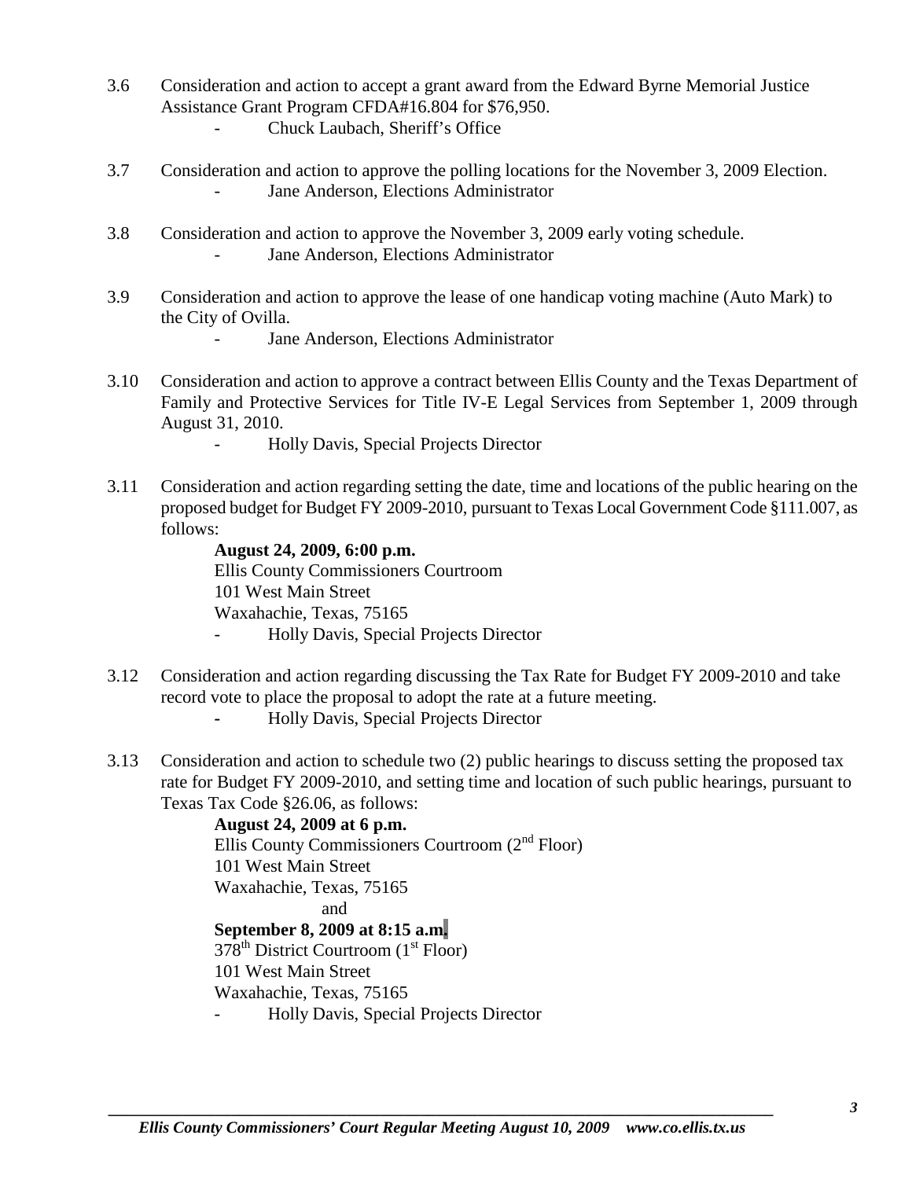3.6 Consideration and action to accept a grant award from the Edward Byrne Memorial Justice Assistance Grant Program CFDA#16.804 for $76,950.

- Chuck Laubach, Sheriff's Office

3.7 Consideration and action to approve the polling locations for the November 3, 2009 Election.

- Jane Anderson, Elections Administrator

3.8 Consideration and action to approve the November 3, 2009 early voting schedule.

- Jane Anderson, Elections Administrator

3.9 Consideration and action to approve the lease of one handicap voting machine (Auto Mark) to the City of Ovilla.

- Jane Anderson, Elections Administrator

3.10 Consideration and action to approve a contract between Ellis County and the Texas Department of Family and Protective Services for Title IV-E Legal Services from September 1, 2009 through August 31, 2010.

- Holly Davis, Special Projects Director

3.11 Consideration and action regarding setting the date, time and locations of the public hearing on the proposed budget for Budget FY 2009-2010, pursuant to Texas Local Government Code §111.007, as follows:

**August 24, 2009, 6:00 p.m.**
Ellis County Commissioners Courtroom
101 West Main Street
Waxahachie, Texas, 75165

- Holly Davis, Special Projects Director

3.12 Consideration and action regarding discussing the Tax Rate for Budget FY 2009-2010 and take record vote to place the proposal to adopt the rate at a future meeting.

- Holly Davis, Special Projects Director

3.13 Consideration and action to schedule two (2) public hearings to discuss setting the proposed tax rate for Budget FY 2009-2010, and setting time and location of such public hearings, pursuant to Texas Tax Code §26.06, as follows:

**August 24, 2009 at 6 p.m.**
Ellis County Commissioners Courtroom (2nd Floor)
101 West Main Street
Waxahachie, Texas, 75165

and

**September 8, 2009 at 8:15 a.m.**
378th District Courtroom (1st Floor)
101 West Main Street
Waxahachie, Texas, 75165

- Holly Davis, Special Projects Director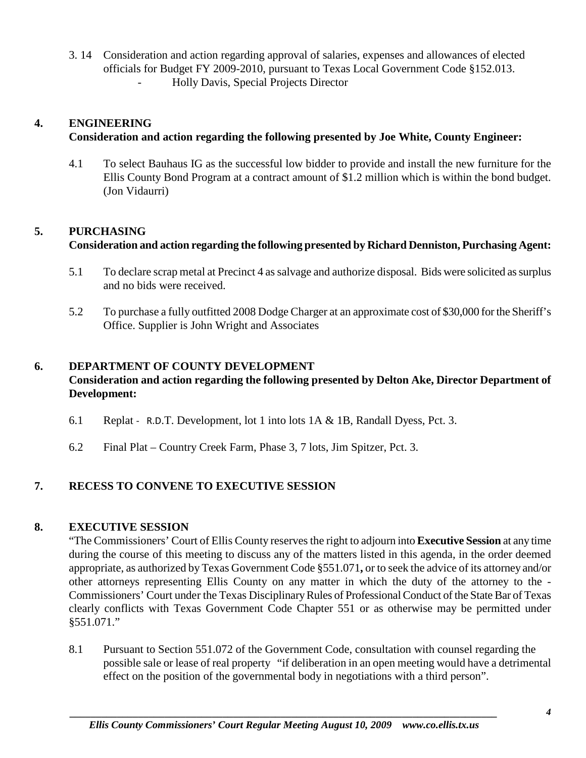3.14 Consideration and action regarding approval of salaries, expenses and allowances of elected officials for Budget FY 2009-2010, pursuant to Texas Local Government Code §152.013.
- Holly Davis, Special Projects Director

## 4. ENGINEERING

**Consideration and action regarding the following presented by Joe White, County Engineer:**

4.1 To select Bauhaus IG as the successful low bidder to provide and install the new furniture for the Ellis County Bond Program at a contract amount of $1.2 million which is within the bond budget. (Jon Vidaurri)

## 5. PURCHASING

**Consideration and action regarding the following presented by Richard Denniston, Purchasing Agent:**

5.1 To declare scrap metal at Precinct 4 as salvage and authorize disposal. Bids were solicited as surplus and no bids were received.

5.2 To purchase a fully outfitted 2008 Dodge Charger at an approximate cost of $30,000 for the Sheriff's Office. Supplier is John Wright and Associates

## 6. DEPARTMENT OF COUNTY DEVELOPMENT

**Consideration and action regarding the following presented by Delton Ake, Director Department of Development:**

6.1 Replat - R.D.T. Development, lot 1 into lots 1A & 1B, Randall Dyess, Pct. 3.

6.2 Final Plat – Country Creek Farm, Phase 3, 7 lots, Jim Spitzer, Pct. 3.

## 7. RECESS TO CONVENE TO EXECUTIVE SESSION

## 8. EXECUTIVE SESSION

"The Commissioners' Court of Ellis County reserves the right to adjourn into **Executive Session** at any time during the course of this meeting to discuss any of the matters listed in this agenda, in the order deemed appropriate, as authorized by Texas Government Code §551.071**,** or to seek the advice of its attorney and/or other attorneys representing Ellis County on any matter in which the duty of the attorney to the - Commissioners' Court under the Texas Disciplinary Rules of Professional Conduct of the State Bar of Texas clearly conflicts with Texas Government Code Chapter 551 or as otherwise may be permitted under §551.071."

8.1 Pursuant to Section 551.072 of the Government Code, consultation with counsel regarding the possible sale or lease of real property "if deliberation in an open meeting would have a detrimental effect on the position of the governmental body in negotiations with a third person".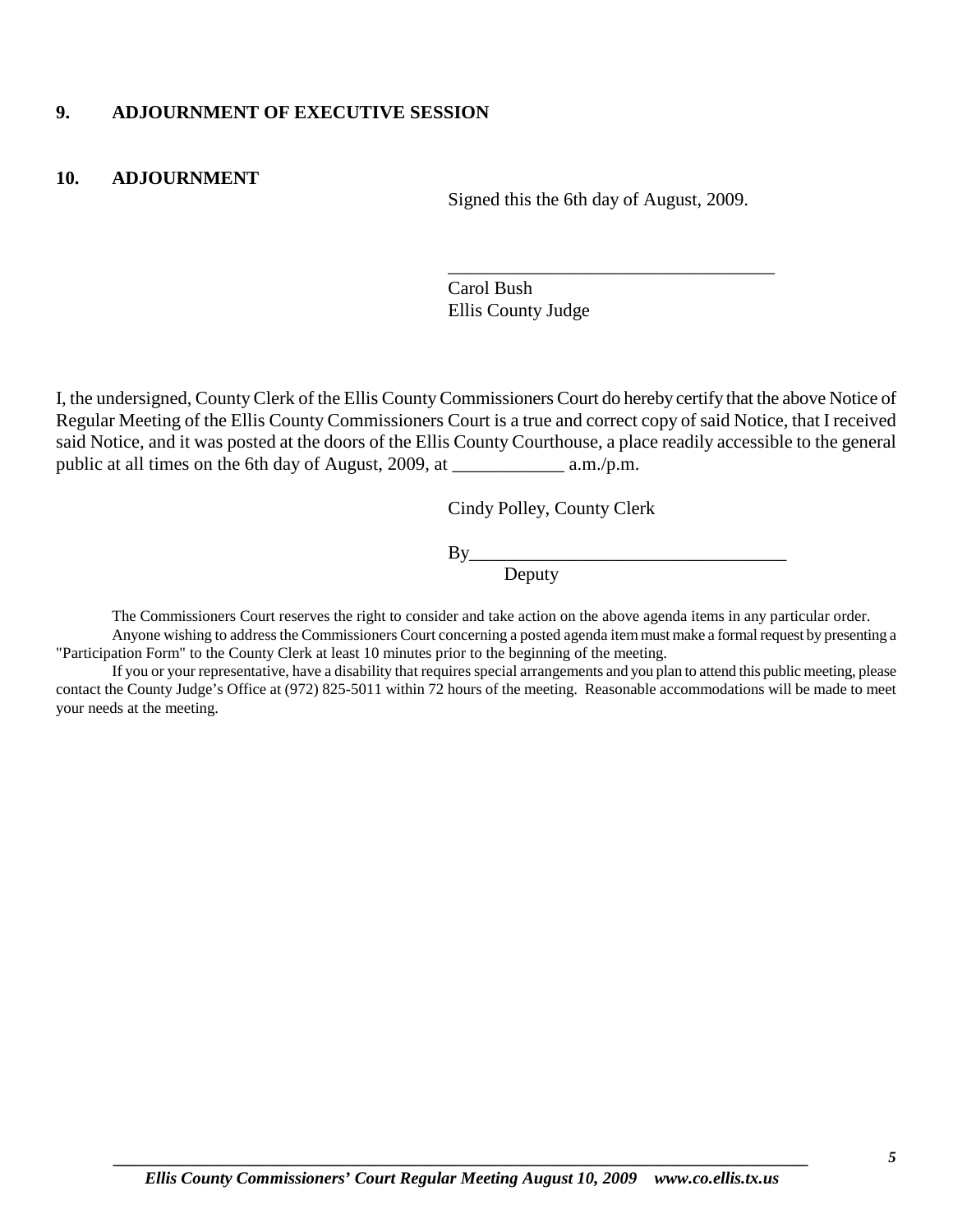**9. ADJOURNMENT OF EXECUTIVE SESSION**

**10. ADJOURNMENT**

Signed this the 6th day of August, 2009.

\_\_\_\_\_\_\_\_\_\_\_\_\_\_\_\_\_\_\_\_\_\_\_\_\_\_\_\_\_\_\_\_\_\_\_

Carol Bush
Ellis County Judge

I, the undersigned, County Clerk of the Ellis County Commissioners Court do hereby certify that the above Notice of Regular Meeting of the Ellis County Commissioners Court is a true and correct copy of said Notice, that I received said Notice, and it was posted at the doors of the Ellis County Courthouse, a place readily accessible to the general public at all times on the 6th day of August, 2009, at \_\_\_\_\_\_\_\_\_\_\_\_ a.m./p.m.

Cindy Polley, County Clerk

By\_\_\_\_\_\_\_\_\_\_\_\_\_\_\_\_\_\_\_\_\_\_\_\_\_\_\_\_\_\_\_\_\_\_
Deputy

The Commissioners Court reserves the right to consider and take action on the above agenda items in any particular order.

Anyone wishing to address the Commissioners Court concerning a posted agenda item must make a formal request by presenting a "Participation Form" to the County Clerk at least 10 minutes prior to the beginning of the meeting.

If you or your representative, have a disability that requires special arrangements and you plan to attend this public meeting, please contact the County Judge's Office at (972) 825-5011 within 72 hours of the meeting. Reasonable accommodations will be made to meet your needs at the meeting.